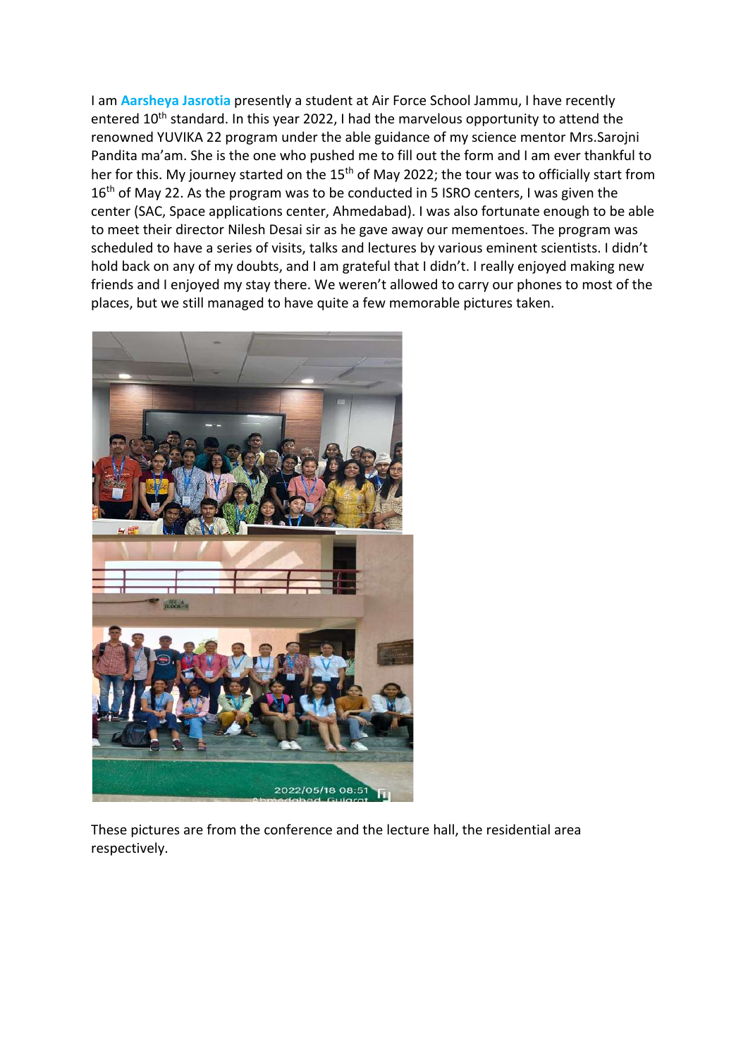I am **Aarsheya Jasrotia** presently a student at Air Force School Jammu, I have recently entered 10th standard. In this year 2022, I had the marvelous opportunity to attend the renowned YUVIKA 22 program under the able guidance of my science mentor Mrs.Sarojni Pandita ma'am. She is the one who pushed me to fill out the form and I am ever thankful to her for this. My journey started on the 15th of May 2022; the tour was to officially start from 16th of May 22. As the program was to be conducted in 5 ISRO centers, I was given the center (SAC, Space applications center, Ahmedabad). I was also fortunate enough to be able to meet their director Nilesh Desai sir as he gave away our mementoes. The program was scheduled to have a series of visits, talks and lectures by various eminent scientists. I didn't hold back on any of my doubts, and I am grateful that I didn't. I really enjoyed making new friends and I enjoyed my stay there. We weren't allowed to carry our phones to most of the places, but we still managed to have quite a few memorable pictures taken.

These pictures are from the conference and the lecture hall, the residential area respectively.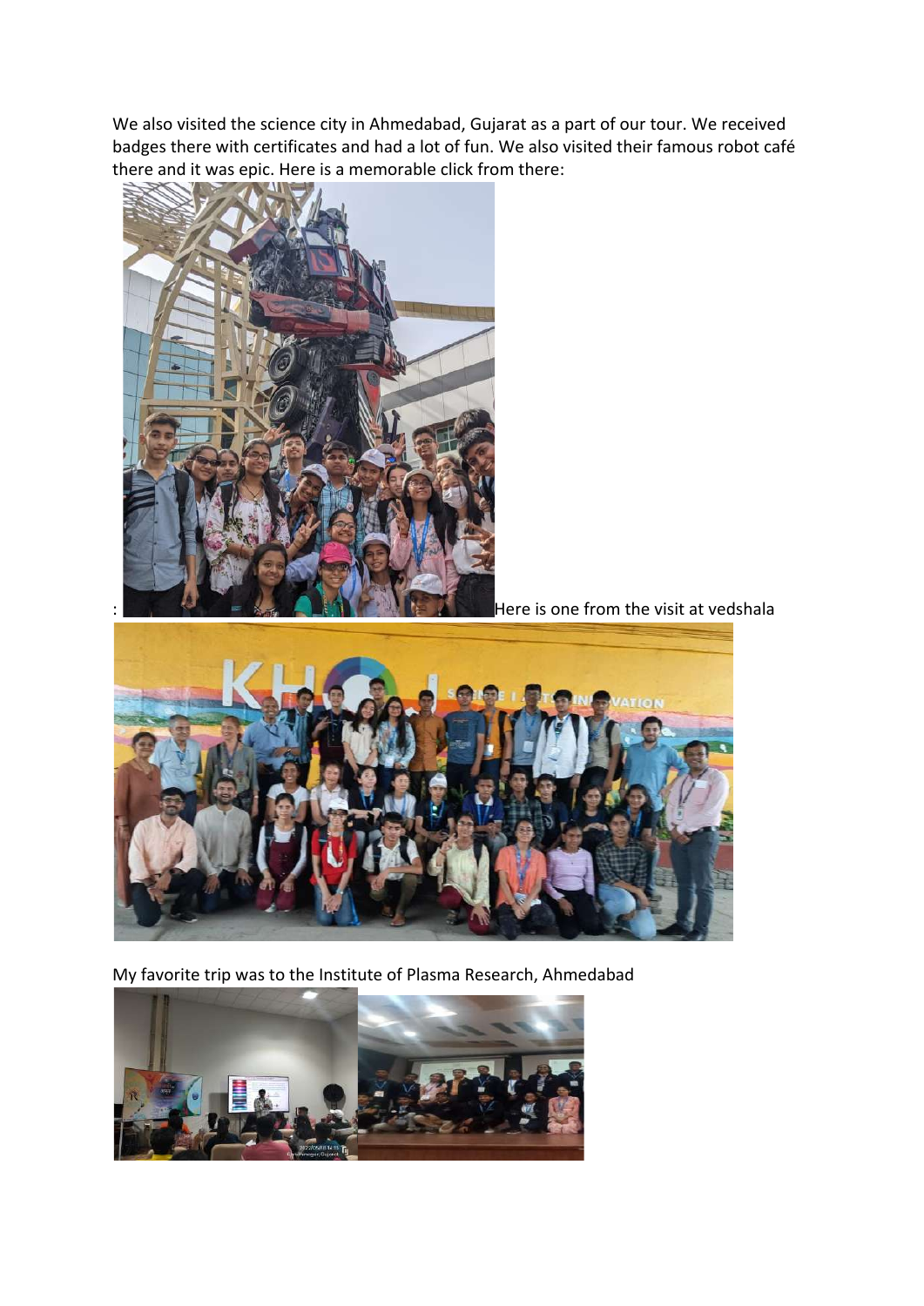We also visited the science city in Ahmedabad, Gujarat as a part of our tour. We received badges there with certificates and had a lot of fun. We also visited their famous robot café there and it was epic. Here is a memorable click from there:

: Here is one from the visit at vedshala

My favorite trip was to the Institute of Plasma Research, Ahmedabad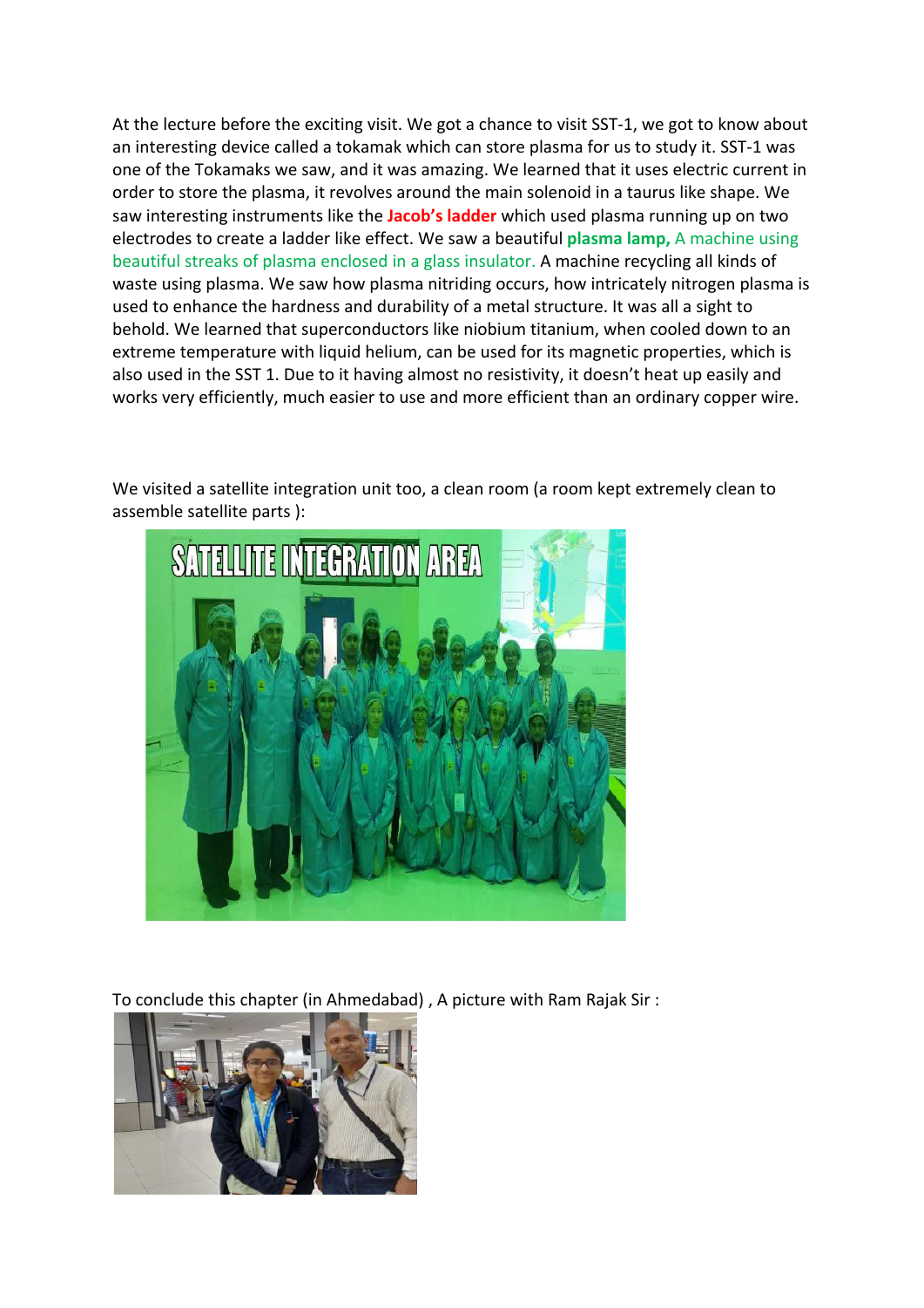At the lecture before the exciting visit. We got a chance to visit SST-1, we got to know about an interesting device called a tokamak which can store plasma for us to study it. SST-1 was one of the Tokamaks we saw, and it was amazing. We learned that it uses electric current in order to store the plasma, it revolves around the main solenoid in a taurus like shape. We saw interesting instruments like the **Jacob's ladder** which used plasma running up on two electrodes to create a ladder like effect. We saw a beautiful **plasma lamp,** A machine using beautiful streaks of plasma enclosed in a glass insulator. A machine recycling all kinds of waste using plasma. We saw how plasma nitriding occurs, how intricately nitrogen plasma is used to enhance the hardness and durability of a metal structure. It was all a sight to behold. We learned that superconductors like niobium titanium, when cooled down to an extreme temperature with liquid helium, can be used for its magnetic properties, which is also used in the SST 1. Due to it having almost no resistivity, it doesn't heat up easily and works very efficiently, much easier to use and more efficient than an ordinary copper wire.

We visited a satellite integration unit too, a clean room (a room kept extremely clean to assemble satellite parts ):

To conclude this chapter (in Ahmedabad) , A picture with Ram Rajak Sir :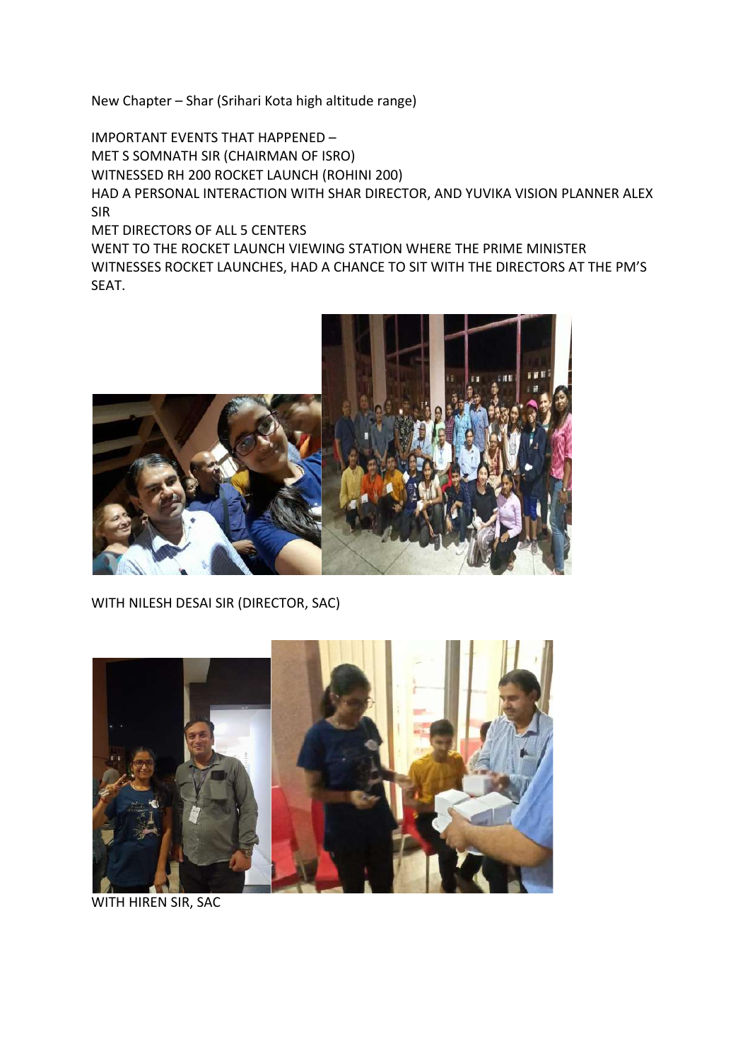New Chapter – Shar (Srihari Kota high altitude range)

IMPORTANT EVENTS THAT HAPPENED –
MET S SOMNATH SIR (CHAIRMAN OF ISRO)
WITNESSED RH 200 ROCKET LAUNCH (ROHINI 200)
HAD A PERSONAL INTERACTION WITH SHAR DIRECTOR, AND YUVIKA VISION PLANNER ALEX SIR
MET DIRECTORS OF ALL 5 CENTERS
WENT TO THE ROCKET LAUNCH VIEWING STATION WHERE THE PRIME MINISTER WITNESSES ROCKET LAUNCHES, HAD A CHANCE TO SIT WITH THE DIRECTORS AT THE PM'S SEAT.

WITH NILESH DESAI SIR (DIRECTOR, SAC)

WITH HIREN SIR, SAC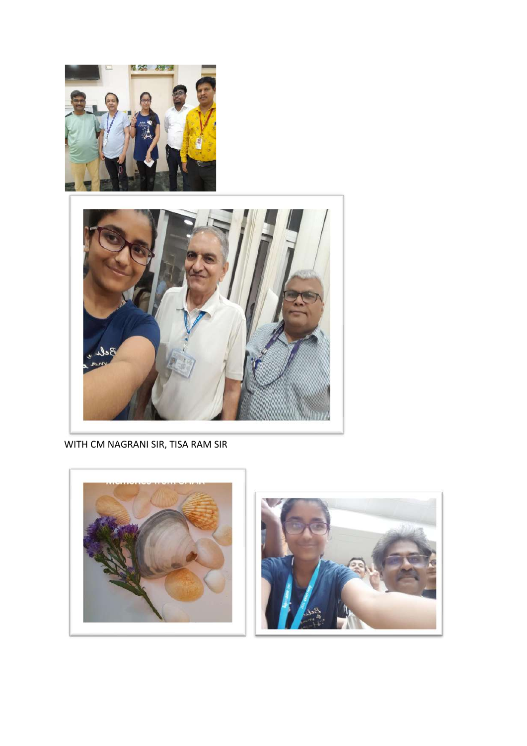WITH CM NAGRANI SIR, TISA RAM SIR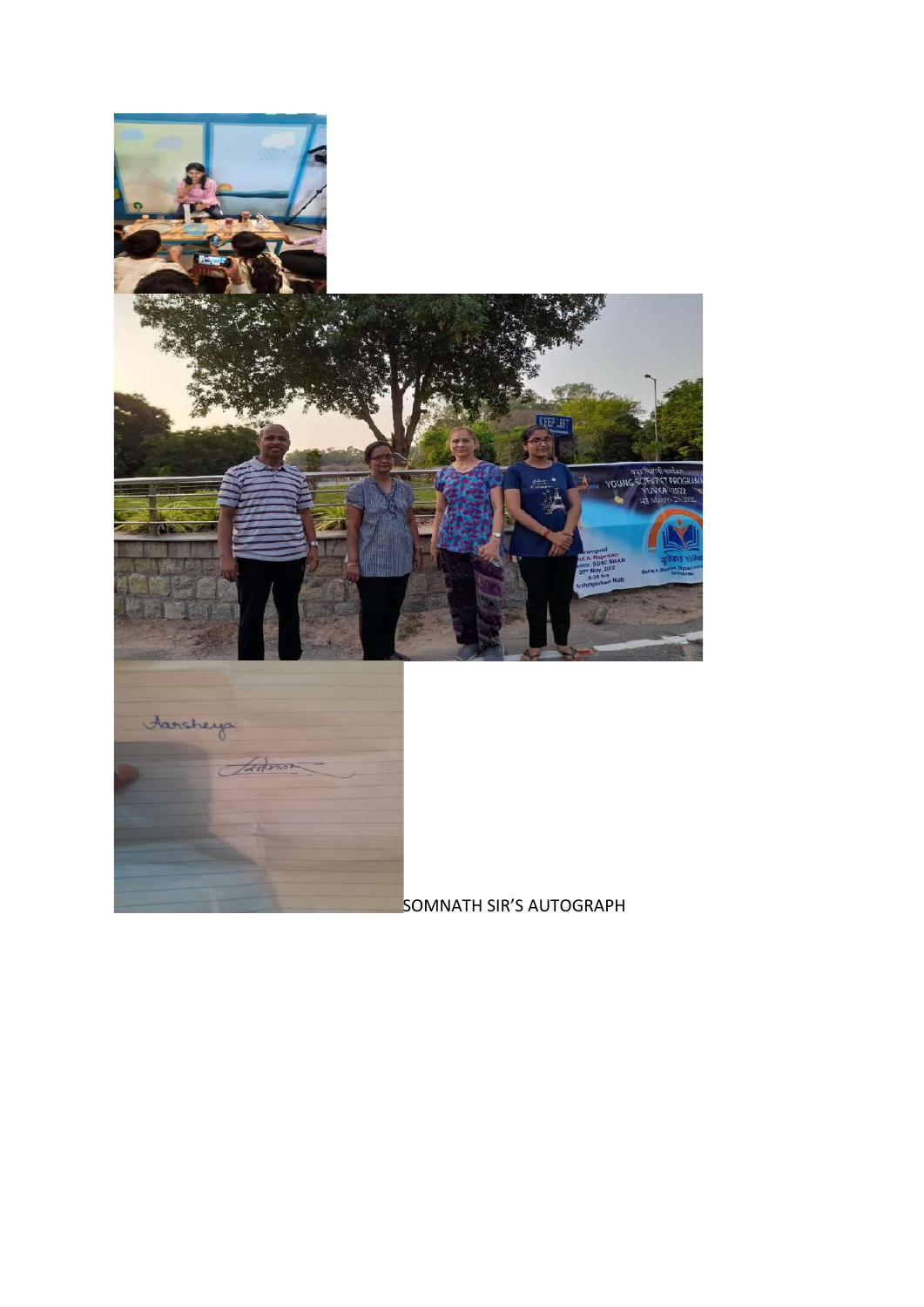SOMNATH SIR'S AUTOGRAPH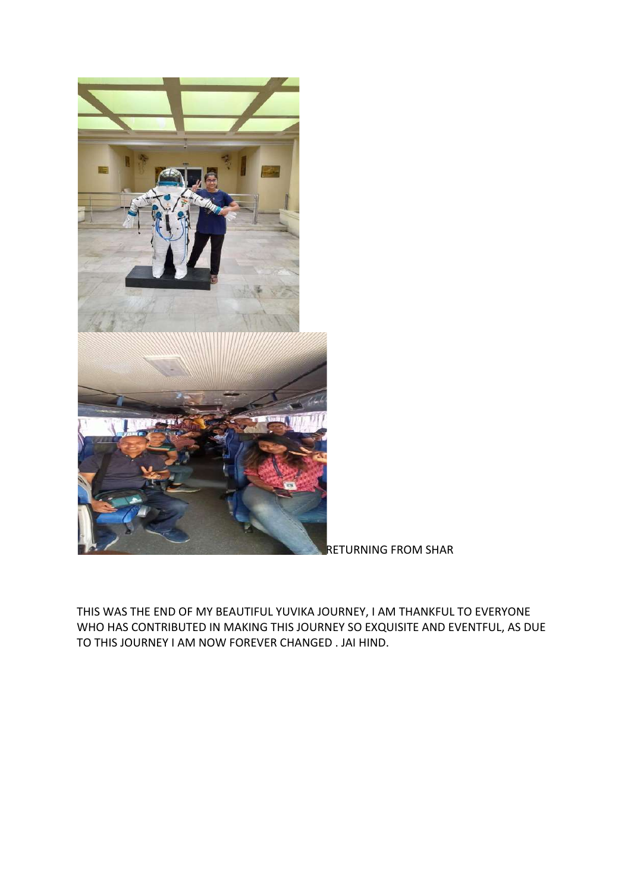RETURNING FROM SHAR

THIS WAS THE END OF MY BEAUTIFUL YUVIKA JOURNEY, I AM THANKFUL TO EVERYONE WHO HAS CONTRIBUTED IN MAKING THIS JOURNEY SO EXQUISITE AND EVENTFUL, AS DUE TO THIS JOURNEY I AM NOW FOREVER CHANGED . JAI HIND.